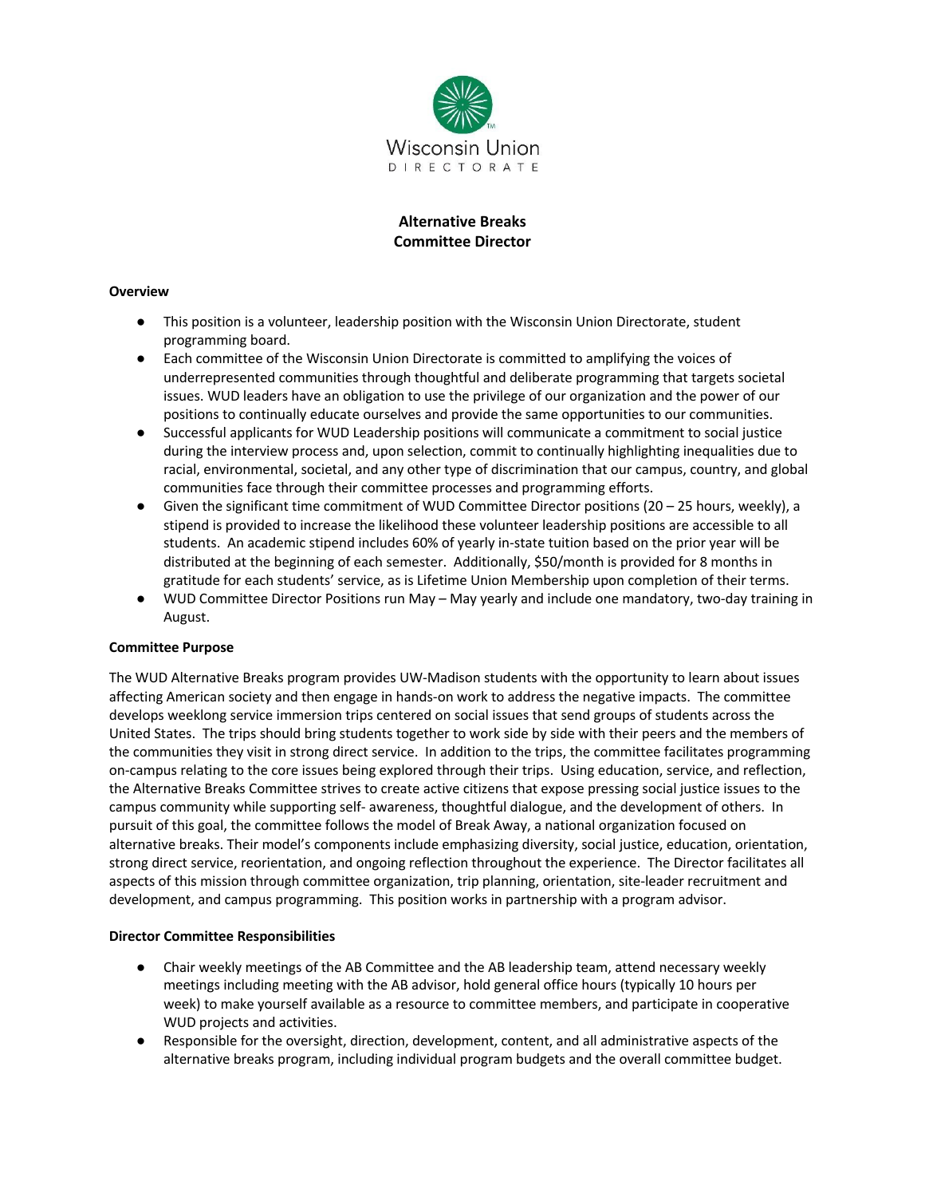Wisconsin Union

DIRECTORATE

# Alternative Breaks
# Committee Director

**Overview**

- This position is a volunteer, leadership position with the Wisconsin Union Directorate, student programming board.
- Each committee of the Wisconsin Union Directorate is committed to amplifying the voices of underrepresented communities through thoughtful and deliberate programming that targets societal issues. WUD leaders have an obligation to use the privilege of our organization and the power of our positions to continually educate ourselves and provide the same opportunities to our communities.
- Successful applicants for WUD Leadership positions will communicate a commitment to social justice during the interview process and, upon selection, commit to continually highlighting inequalities due to racial, environmental, societal, and any other type of discrimination that our campus, country, and global communities face through their committee processes and programming efforts.
- Given the significant time commitment of WUD Committee Director positions (20 – 25 hours, weekly), a stipend is provided to increase the likelihood these volunteer leadership positions are accessible to all students. An academic stipend includes 60% of yearly in-state tuition based on the prior year will be distributed at the beginning of each semester. Additionally, $50/month is provided for 8 months in gratitude for each students' service, as is Lifetime Union Membership upon completion of their terms.
- WUD Committee Director Positions run May – May yearly and include one mandatory, two-day training in August.

**Committee Purpose**

The WUD Alternative Breaks program provides UW-Madison students with the opportunity to learn about issues affecting American society and then engage in hands-on work to address the negative impacts. The committee develops weeklong service immersion trips centered on social issues that send groups of students across the United States. The trips should bring students together to work side by side with their peers and the members of the communities they visit in strong direct service. In addition to the trips, the committee facilitates programming on-campus relating to the core issues being explored through their trips. Using education, service, and reflection, the Alternative Breaks Committee strives to create active citizens that expose pressing social justice issues to the campus community while supporting self- awareness, thoughtful dialogue, and the development of others. In pursuit of this goal, the committee follows the model of Break Away, a national organization focused on alternative breaks. Their model's components include emphasizing diversity, social justice, education, orientation, strong direct service, reorientation, and ongoing reflection throughout the experience. The Director facilitates all aspects of this mission through committee organization, trip planning, orientation, site-leader recruitment and development, and campus programming. This position works in partnership with a program advisor.

**Director Committee Responsibilities**

- Chair weekly meetings of the AB Committee and the AB leadership team, attend necessary weekly meetings including meeting with the AB advisor, hold general office hours (typically 10 hours per week) to make yourself available as a resource to committee members, and participate in cooperative WUD projects and activities.
- Responsible for the oversight, direction, development, content, and all administrative aspects of the alternative breaks program, including individual program budgets and the overall committee budget.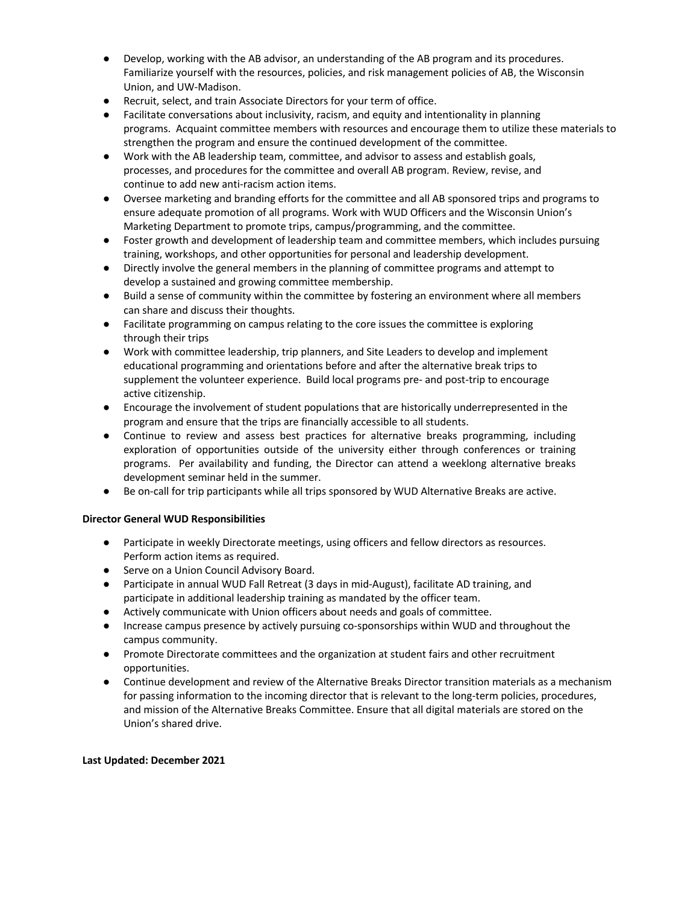- Develop, working with the AB advisor, an understanding of the AB program and its procedures. Familiarize yourself with the resources, policies, and risk management policies of AB, the Wisconsin Union, and UW-Madison.
- Recruit, select, and train Associate Directors for your term of office.
- Facilitate conversations about inclusivity, racism, and equity and intentionality in planning programs. Acquaint committee members with resources and encourage them to utilize these materials to strengthen the program and ensure the continued development of the committee.
- Work with the AB leadership team, committee, and advisor to assess and establish goals, processes, and procedures for the committee and overall AB program. Review, revise, and continue to add new anti-racism action items.
- Oversee marketing and branding efforts for the committee and all AB sponsored trips and programs to ensure adequate promotion of all programs. Work with WUD Officers and the Wisconsin Union's Marketing Department to promote trips, campus/programming, and the committee.
- Foster growth and development of leadership team and committee members, which includes pursuing training, workshops, and other opportunities for personal and leadership development.
- Directly involve the general members in the planning of committee programs and attempt to develop a sustained and growing committee membership.
- Build a sense of community within the committee by fostering an environment where all members can share and discuss their thoughts.
- Facilitate programming on campus relating to the core issues the committee is exploring through their trips
- Work with committee leadership, trip planners, and Site Leaders to develop and implement educational programming and orientations before and after the alternative break trips to supplement the volunteer experience. Build local programs pre- and post-trip to encourage active citizenship.
- Encourage the involvement of student populations that are historically underrepresented in the program and ensure that the trips are financially accessible to all students.
- Continue to review and assess best practices for alternative breaks programming, including exploration of opportunities outside of the university either through conferences or training programs. Per availability and funding, the Director can attend a weeklong alternative breaks development seminar held in the summer.
- Be on-call for trip participants while all trips sponsored by WUD Alternative Breaks are active.

**Director General WUD Responsibilities**

- Participate in weekly Directorate meetings, using officers and fellow directors as resources. Perform action items as required.
- Serve on a Union Council Advisory Board.
- Participate in annual WUD Fall Retreat (3 days in mid-August), facilitate AD training, and participate in additional leadership training as mandated by the officer team.
- Actively communicate with Union officers about needs and goals of committee.
- Increase campus presence by actively pursuing co-sponsorships within WUD and throughout the campus community.
- Promote Directorate committees and the organization at student fairs and other recruitment opportunities.
- Continue development and review of the Alternative Breaks Director transition materials as a mechanism for passing information to the incoming director that is relevant to the long-term policies, procedures, and mission of the Alternative Breaks Committee. Ensure that all digital materials are stored on the Union's shared drive.

**Last Updated: December 2021**